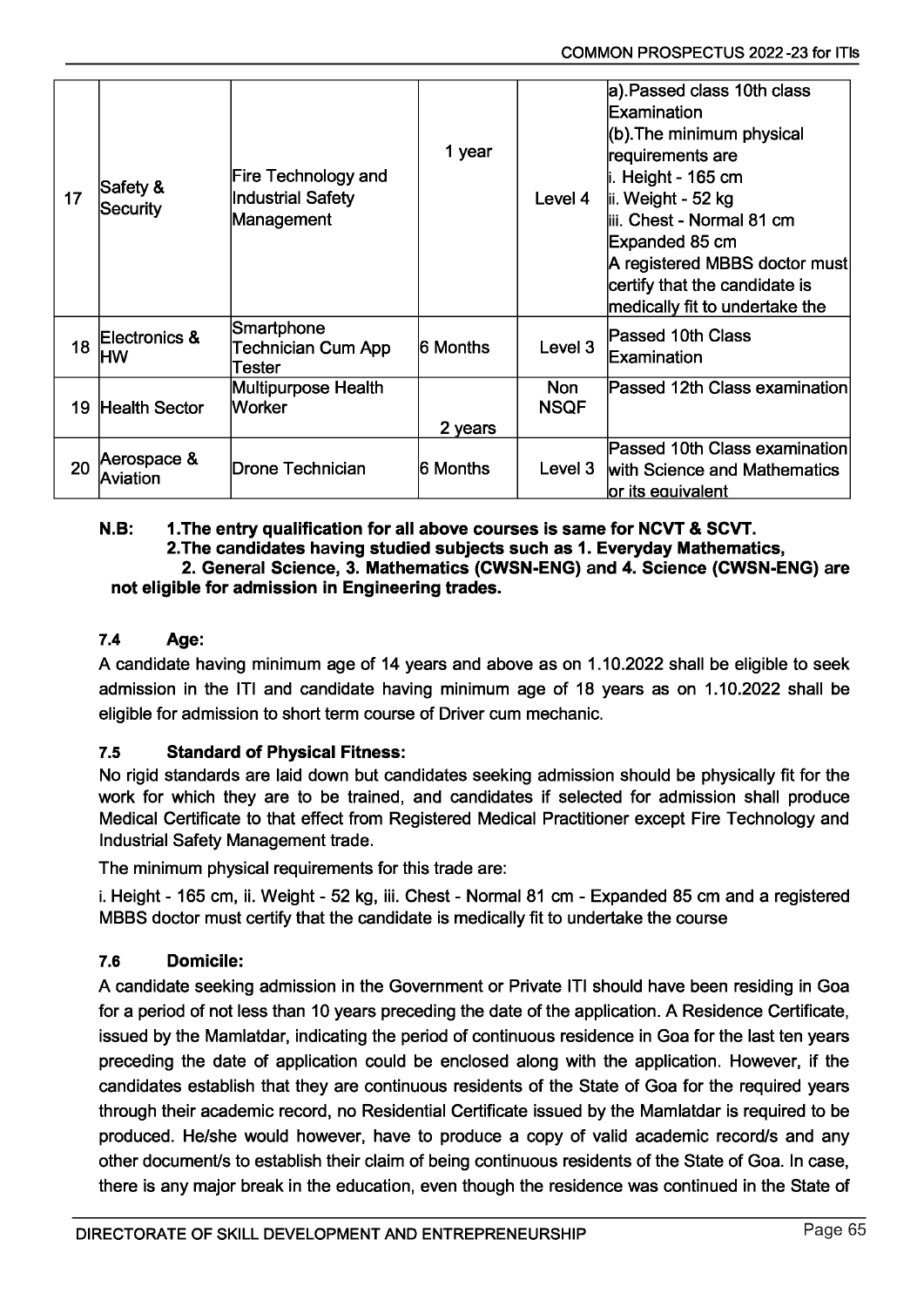| 17 | Safety & Security | Fire Technology and Industrial Safety Management | 1 year | Level 4 | a).Passed class 10th class Examination<br>(b).The minimum physical requirements are<br>i. Height - 165 cm<br>ii. Weight - 52 kg<br>iii. Chest - Normal 81 cm Expanded 85 cm<br>A registered MBBS doctor must certify that the candidate is medically fit to undertake the |
|---|---|---|---|---|---|
| 18 | Electronics & HW | Smartphone Technician Cum App Tester | 6 Months | Level 3 | Passed 10th Class Examination |
| 19 | Health Sector | Multipurpose Health Worker | 2 years | Non NSQF | Passed 12th Class examination |
| 20 | Aerospace & Aviation | Drone Technician | 6 Months | Level 3 | Passed 10th Class examination with Science and Mathematics or its equivalent |

**N.B: 1.The entry qualification for all above courses is same for NCVT & SCVT.**
**2.The candidates having studied subjects such as 1. Everyday Mathematics, 2. General Science, 3. Mathematics (CWSN-ENG) and 4. Science (CWSN-ENG) are not eligible for admission in Engineering trades.**

### 7.4 Age:

A candidate having minimum age of 14 years and above as on 1.10.2022 shall be eligible to seek admission in the ITI and candidate having minimum age of 18 years as on 1.10.2022 shall be eligible for admission to short term course of Driver cum mechanic.

### 7.5 Standard of Physical Fitness:

No rigid standards are laid down but candidates seeking admission should be physically fit for the work for which they are to be trained, and candidates if selected for admission shall produce Medical Certificate to that effect from Registered Medical Practitioner except Fire Technology and Industrial Safety Management trade.

The minimum physical requirements for this trade are:

i. Height - 165 cm, ii. Weight - 52 kg, iii. Chest - Normal 81 cm - Expanded 85 cm and a registered MBBS doctor must certify that the candidate is medically fit to undertake the course

### 7.6 Domicile:

A candidate seeking admission in the Government or Private ITI should have been residing in Goa for a period of not less than 10 years preceding the date of the application. A Residence Certificate, issued by the Mamlatdar, indicating the period of continuous residence in Goa for the last ten years preceding the date of application could be enclosed along with the application. However, if the candidates establish that they are continuous residents of the State of Goa for the required years through their academic record, no Residential Certificate issued by the Mamlatdar is required to be produced. He/she would however, have to produce a copy of valid academic record/s and any other document/s to establish their claim of being continuous residents of the State of Goa. In case, there is any major break in the education, even though the residence was continued in the State of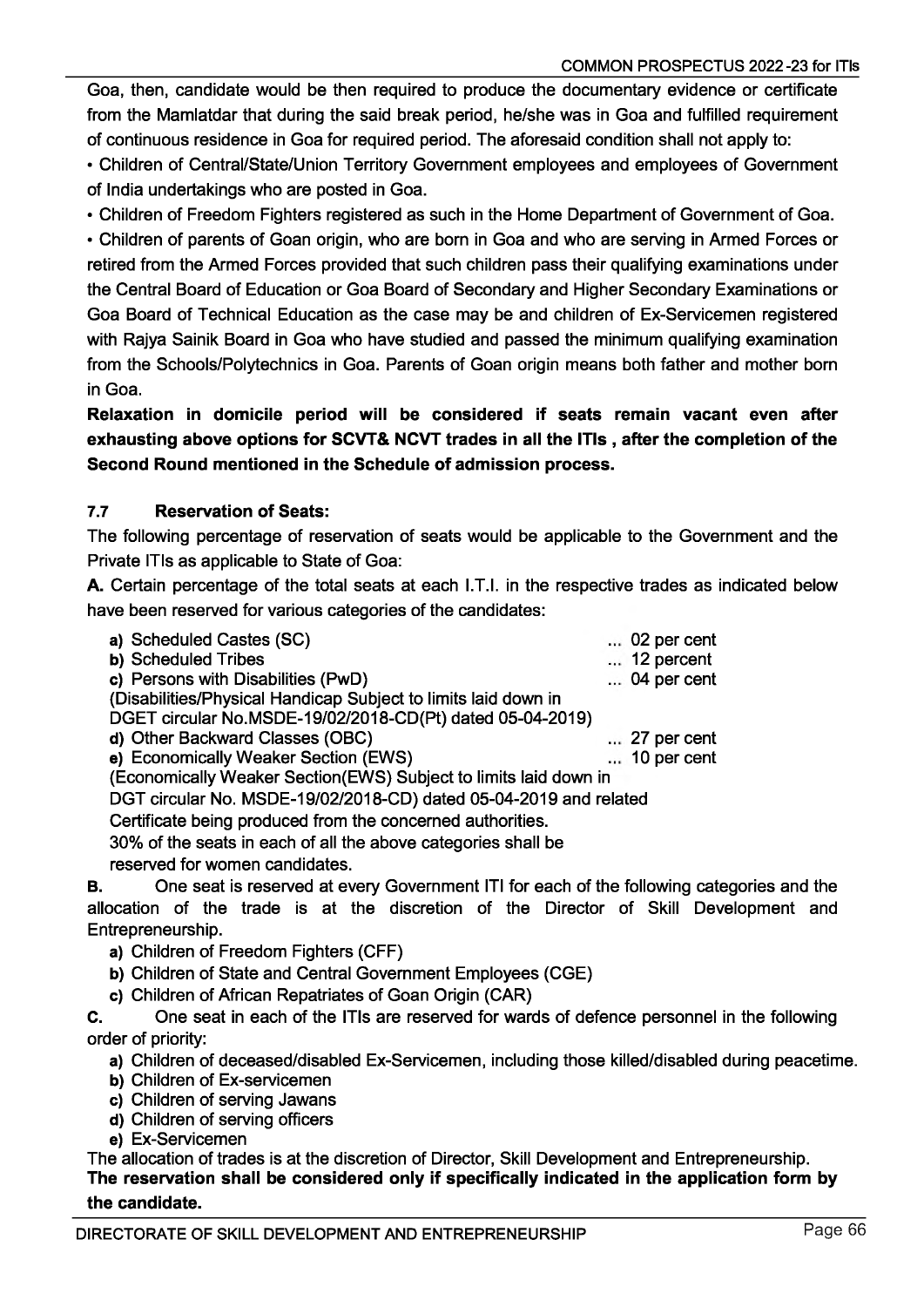Goa, then, candidate would be then required to produce the documentary evidence or certificate from the Mamlatdar that during the said break period, he/she was in Goa and fulfilled requirement of continuous residence in Goa for required period. The aforesaid condition shall not apply to:

- Children of Central/State/Union Territory Government employees and employees of Government of India undertakings who are posted in Goa.
- Children of Freedom Fighters registered as such in the Home Department of Government of Goa.
- Children of parents of Goan origin, who are born in Goa and who are serving in Armed Forces or retired from the Armed Forces provided that such children pass their qualifying examinations under the Central Board of Education or Goa Board of Secondary and Higher Secondary Examinations or Goa Board of Technical Education as the case may be and children of Ex-Servicemen registered with Rajya Sainik Board in Goa who have studied and passed the minimum qualifying examination from the Schools/Polytechnics in Goa. Parents of Goan origin means both father and mother born in Goa.

**Relaxation in domicile period will be considered if seats remain vacant even after exhausting above options for SCVT& NCVT trades in all the ITIs , after the completion of the Second Round mentioned in the Schedule of admission process.**

### 7.7 Reservation of Seats:

The following percentage of reservation of seats would be applicable to the Government and the Private ITIs as applicable to State of Goa:

**A.** Certain percentage of the total seats at each I.T.I. in the respective trades as indicated below have been reserved for various categories of the candidates:

**a)** Scheduled Castes (SC) ... 02 per cent

**b)** Scheduled Tribes ... 12 percent

**c)** Persons with Disabilities (PwD) ... 04 per cent
(Disabilities/Physical Handicap Subject to limits laid down in DGET circular No.MSDE-19/02/2018-CD(Pt) dated 05-04-2019)

**d)** Other Backward Classes (OBC) ... 27 per cent

**e)** Economically Weaker Section (EWS) ... 10 per cent
(Economically Weaker Section(EWS) Subject to limits laid down in DGT circular No. MSDE-19/02/2018-CD) dated 05-04-2019 and related Certificate being produced from the concerned authorities.

30% of the seats in each of all the above categories shall be reserved for women candidates.

**B.** One seat is reserved at every Government ITI for each of the following categories and the allocation of the trade is at the discretion of the Director of Skill Development and Entrepreneurship.

**a)** Children of Freedom Fighters (CFF)

**b)** Children of State and Central Government Employees (CGE)

**c)** Children of African Repatriates of Goan Origin (CAR)

**C.** One seat in each of the ITIs are reserved for wards of defence personnel in the following order of priority:

**a)** Children of deceased/disabled Ex-Servicemen, including those killed/disabled during peacetime.

**b)** Children of Ex-servicemen

**c)** Children of serving Jawans

**d)** Children of serving officers

**e)** Ex-Servicemen

The allocation of trades is at the discretion of Director, Skill Development and Entrepreneurship.

**The reservation shall be considered only if specifically indicated in the application form by the candidate.**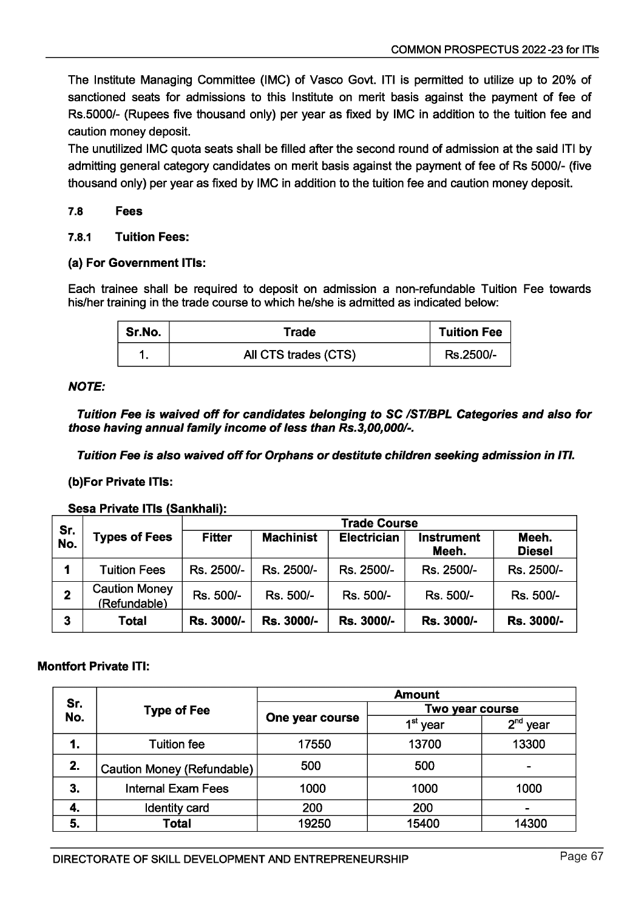The Institute Managing Committee (IMC) of Vasco Govt. ITI is permitted to utilize up to 20% of sanctioned seats for admissions to this Institute on merit basis against the payment of fee of Rs.5000/- (Rupees five thousand only) per year as fixed by IMC in addition to the tuition fee and caution money deposit.

The unutilized IMC quota seats shall be filled after the second round of admission at the said ITI by admitting general category candidates on merit basis against the payment of fee of Rs 5000/- (five thousand only) per year as fixed by IMC in addition to the tuition fee and caution money deposit.

### 7.8 Fees

#### 7.8.1 Tuition Fees:

**(a) For Government ITIs:**

Each trainee shall be required to deposit on admission a non-refundable Tuition Fee towards his/her training in the trade course to which he/she is admitted as indicated below:

| Sr.No. | Trade | Tuition Fee |
|---|---|---|
| 1. | All CTS trades (CTS) | Rs.2500/- |

***NOTE:***

***Tuition Fee is waived off for candidates belonging to SC /ST/BPL Categories and also for those having annual family income of less than Rs.3,00,000/-.***

***Tuition Fee is also waived off for Orphans or destitute children seeking admission in ITI.***

**(b)For Private ITIs:**

**Sesa Private ITIs (Sankhali):**

| Sr. No. | Types of Fees | Trade Course | | | | |
|---|---|---|---|---|---|---|
| | | Fitter | Machinist | Electrician | Instrument Meeh. | Meeh. Diesel |
| 1 | Tuition Fees | Rs. 2500/- | Rs. 2500/- | Rs. 2500/- | Rs. 2500/- | Rs. 2500/- |
| 2 | Caution Money (Refundable) | Rs. 500/- | Rs. 500/- | Rs. 500/- | Rs. 500/- | Rs. 500/- |
| 3 | **Total** | **Rs. 3000/-** | **Rs. 3000/-** | **Rs. 3000/-** | **Rs. 3000/-** | **Rs. 3000/-** |

**Montfort Private ITI:**

| Sr. No. | Type of Fee | Amount | | |
|---|---|---|---|---|
| | | One year course | Two year course | |
| | | | 1st year | 2nd year |
| 1. | Tuition fee | 17550 | 13700 | 13300 |
| 2. | Caution Money (Refundable) | 500 | 500 | - |
| 3. | Internal Exam Fees | 1000 | 1000 | 1000 |
| 4. | Identity card | 200 | 200 | - |
| 5. | **Total** | 19250 | 15400 | 14300 |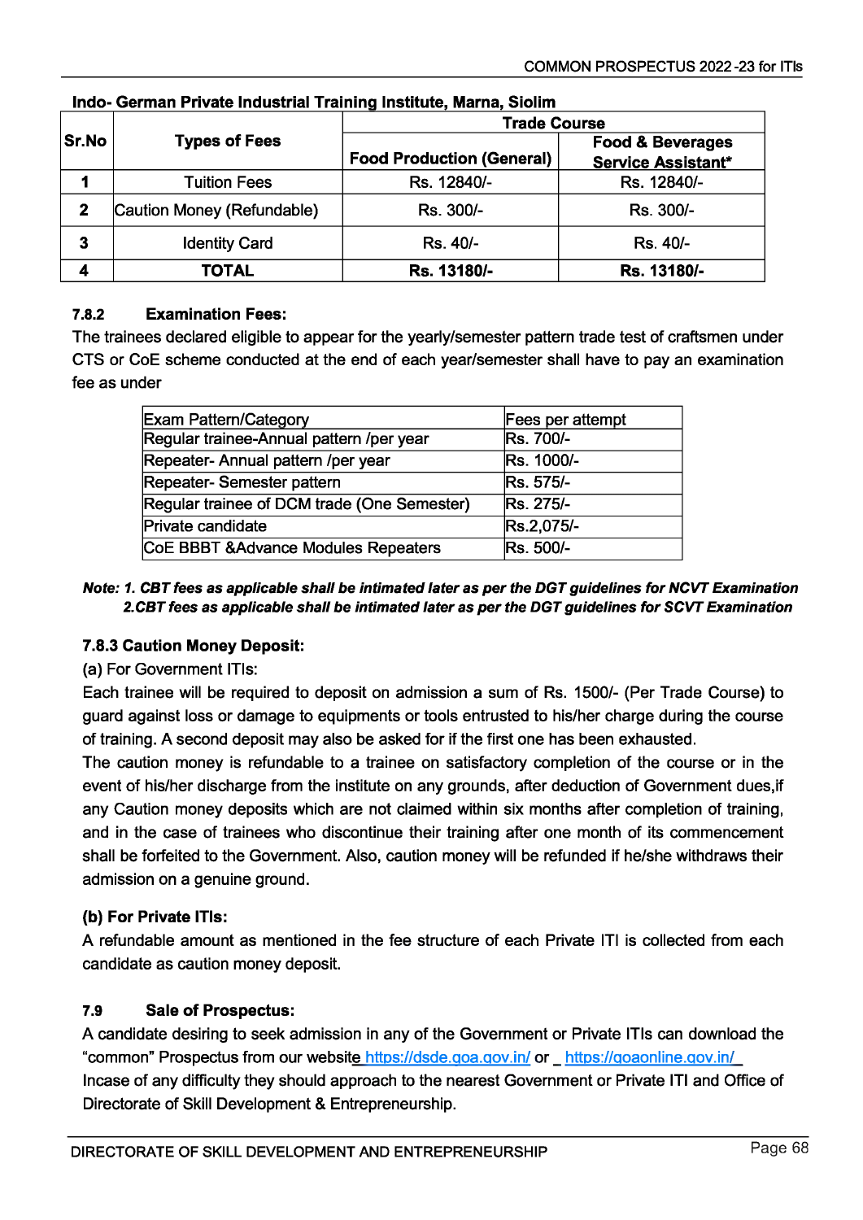**Indo- German Private Industrial Training Institute, Marna, Siolim**

| Sr.No | Types of Fees | Trade Course | |
|---|---|---|---|
| | | Food Production (General) | Food & Beverages Service Assistant* |
| 1 | Tuition Fees | Rs. 12840/- | Rs. 12840/- |
| 2 | Caution Money (Refundable) | Rs. 300/- | Rs. 300/- |
| 3 | Identity Card | Rs. 40/- | Rs. 40/- |
| 4 | **TOTAL** | **Rs. 13180/-** | **Rs. 13180/-** |

#### 7.8.2 Examination Fees:

The trainees declared eligible to appear for the yearly/semester pattern trade test of craftsmen under CTS or CoE scheme conducted at the end of each year/semester shall have to pay an examination fee as under

| Exam Pattern/Category | Fees per attempt |
|---|---|
| Regular trainee-Annual pattern /per year | Rs. 700/- |
| Repeater- Annual pattern /per year | Rs. 1000/- |
| Repeater- Semester pattern | Rs. 575/- |
| Regular trainee of DCM trade (One Semester) | Rs. 275/- |
| Private candidate | Rs.2,075/- |
| CoE BBBT &Advance Modules Repeaters | Rs. 500/- |

***Note: 1. CBT fees as applicable shall be intimated later as per the DGT guidelines for NCVT Examination***
***2.CBT fees as applicable shall be intimated later as per the DGT guidelines for SCVT Examination***

#### 7.8.3 Caution Money Deposit:

(a) For Government ITIs:

Each trainee will be required to deposit on admission a sum of Rs. 1500/- (Per Trade Course) to guard against loss or damage to equipments or tools entrusted to his/her charge during the course of training. A second deposit may also be asked for if the first one has been exhausted.

The caution money is refundable to a trainee on satisfactory completion of the course or in the event of his/her discharge from the institute on any grounds, after deduction of Government dues,if any Caution money deposits which are not claimed within six months after completion of training, and in the case of trainees who discontinue their training after one month of its commencement shall be forfeited to the Government. Also, caution money will be refunded if he/she withdraws their admission on a genuine ground.

**(b) For Private ITIs:**

A refundable amount as mentioned in the fee structure of each Private ITI is collected from each candidate as caution money deposit.

#### 7.9 Sale of Prospectus:

A candidate desiring to seek admission in any of the Government or Private ITIs can download the "common" Prospectus from our website https://dsde.goa.gov.in/ or https://goaonline.gov.in/

Incase of any difficulty they should approach to the nearest Government or Private ITI and Office of Directorate of Skill Development & Entrepreneurship.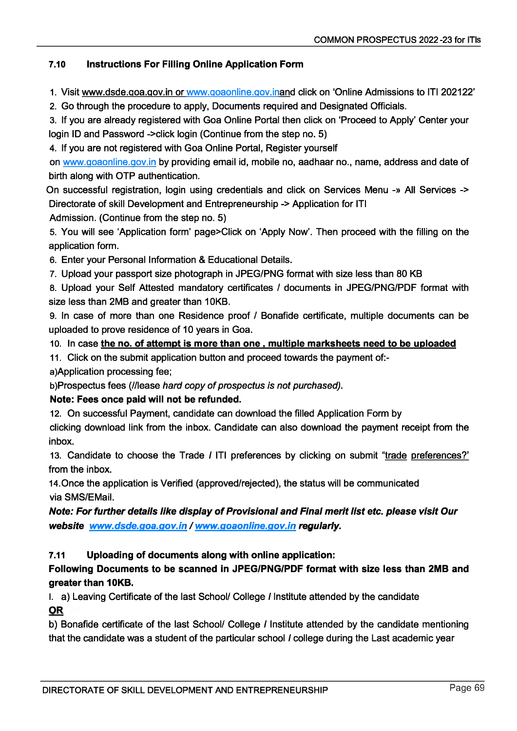## 7.10 Instructions For Filling Online Application Form

1. Visit www.dsde.goa.gov.in or www.goaonline.gov.inand click on 'Online Admissions to ITI 202122'
2. Go through the procedure to apply, Documents required and Designated Officials.
3. If you are already registered with Goa Online Portal then click on 'Proceed to Apply' Center your login ID and Password ->click login (Continue from the step no. 5)
4. If you are not registered with Goa Online Portal, Register yourself on www.goaonline.gov.in by providing email id, mobile no, aadhaar no., name, address and date of birth along with OTP authentication.

On successful registration, login using credentials and click on Services Menu -» All Services -> Directorate of skill Development and Entrepreneurship -> Application for ITI Admission. (Continue from the step no. 5)

5. You will see 'Application form' page>Click on 'Apply Now'. Then proceed with the filling on the application form.
6. Enter your Personal Information & Educational Details.
7. Upload your passport size photograph in JPEG/PNG format with size less than 80 KB
8. Upload your Self Attested mandatory certificates / documents in JPEG/PNG/PDF format with size less than 2MB and greater than 10KB.
9. In case of more than one Residence proof / Bonafide certificate, multiple documents can be uploaded to prove residence of 10 years in Goa.
10. In case **the no. of attempt is more than one , multiple marksheets need to be uploaded**
11. Click on the submit application button and proceed towards the payment of:-

a)Application processing fee;

b)Prospectus fees (//lease *hard copy of prospectus is not purchased).*

**Note: Fees once paid will not be refunded.**

12. On successful Payment, candidate can download the filled Application Form by clicking download link from the inbox. Candidate can also download the payment receipt from the inbox.
13. Candidate to choose the Trade / ITI preferences by clicking on submit "trade preferences?' from the inbox.
14. Once the application is Verified (approved/rejected), the status will be communicated via SMS/EMail.

***Note: For further details like display of Provisional and Final merit list etc. please visit Our website www.dsde.goa.gov.in / www.goaonline.gov.in regularly.***

## 7.11 Uploading of documents along with online application:

**Following Documents to be scanned in JPEG/PNG/PDF format with size less than 2MB and greater than 10KB.**

I. a) Leaving Certificate of the last School/ College / Institute attended by the candidate

**OR**

b) Bonafide certificate of the last School/ College / Institute attended by the candidate mentioning that the candidate was a student of the particular school / college during the Last academic year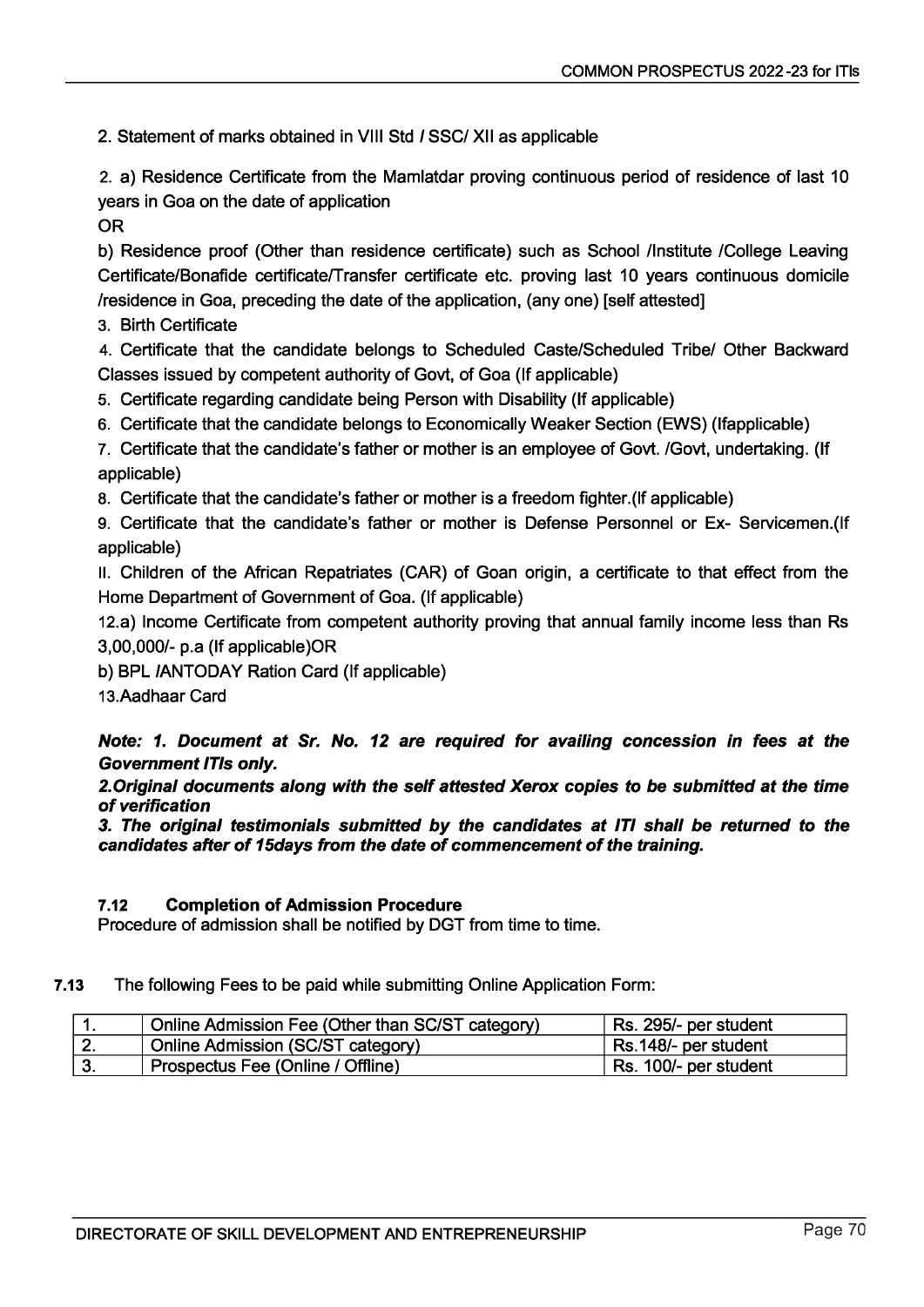2. Statement of marks obtained in VIII Std / SSC/ XII as applicable

2. a) Residence Certificate from the Mamlatdar proving continuous period of residence of last 10 years in Goa on the date of application

OR

b) Residence proof (Other than residence certificate) such as School /Institute /College Leaving Certificate/Bonafide certificate/Transfer certificate etc. proving last 10 years continuous domicile /residence in Goa, preceding the date of the application, (any one) [self attested]

3. Birth Certificate

4. Certificate that the candidate belongs to Scheduled Caste/Scheduled Tribe/ Other Backward Classes issued by competent authority of Govt, of Goa (If applicable)

5. Certificate regarding candidate being Person with Disability (If applicable)

6. Certificate that the candidate belongs to Economically Weaker Section (EWS) (Ifapplicable)

7. Certificate that the candidate's father or mother is an employee of Govt. /Govt, undertaking. (If applicable)

8. Certificate that the candidate's father or mother is a freedom fighter.(If applicable)

9. Certificate that the candidate's father or mother is Defense Personnel or Ex- Servicemen.(If applicable)

II. Children of the African Repatriates (CAR) of Goan origin, a certificate to that effect from the Home Department of Government of Goa. (If applicable)

12.a) Income Certificate from competent authority proving that annual family income less than Rs 3,00,000/- p.a (If applicable)OR

b) BPL /ANTODAY Ration Card (If applicable)

13.Aadhaar Card

***Note: 1. Document at Sr. No. 12 are required for availing concession in fees at the Government ITIs only.***

***2.Original documents along with the self attested Xerox copies to be submitted at the time of verification***

***3. The original testimonials submitted by the candidates at ITI shall be returned to the candidates after of 15days from the date of commencement of the training.***

#### 7.12 Completion of Admission Procedure

Procedure of admission shall be notified by DGT from time to time.

**7.13** The following Fees to be paid while submitting Online Application Form:

| | | |
|---|---|---|
| 1. | Online Admission Fee (Other than SC/ST category) | Rs. 295/- per student |
| 2. | Online Admission (SC/ST category) | Rs.148/- per student |
| 3. | Prospectus Fee (Online / Offline) | Rs. 100/- per student |